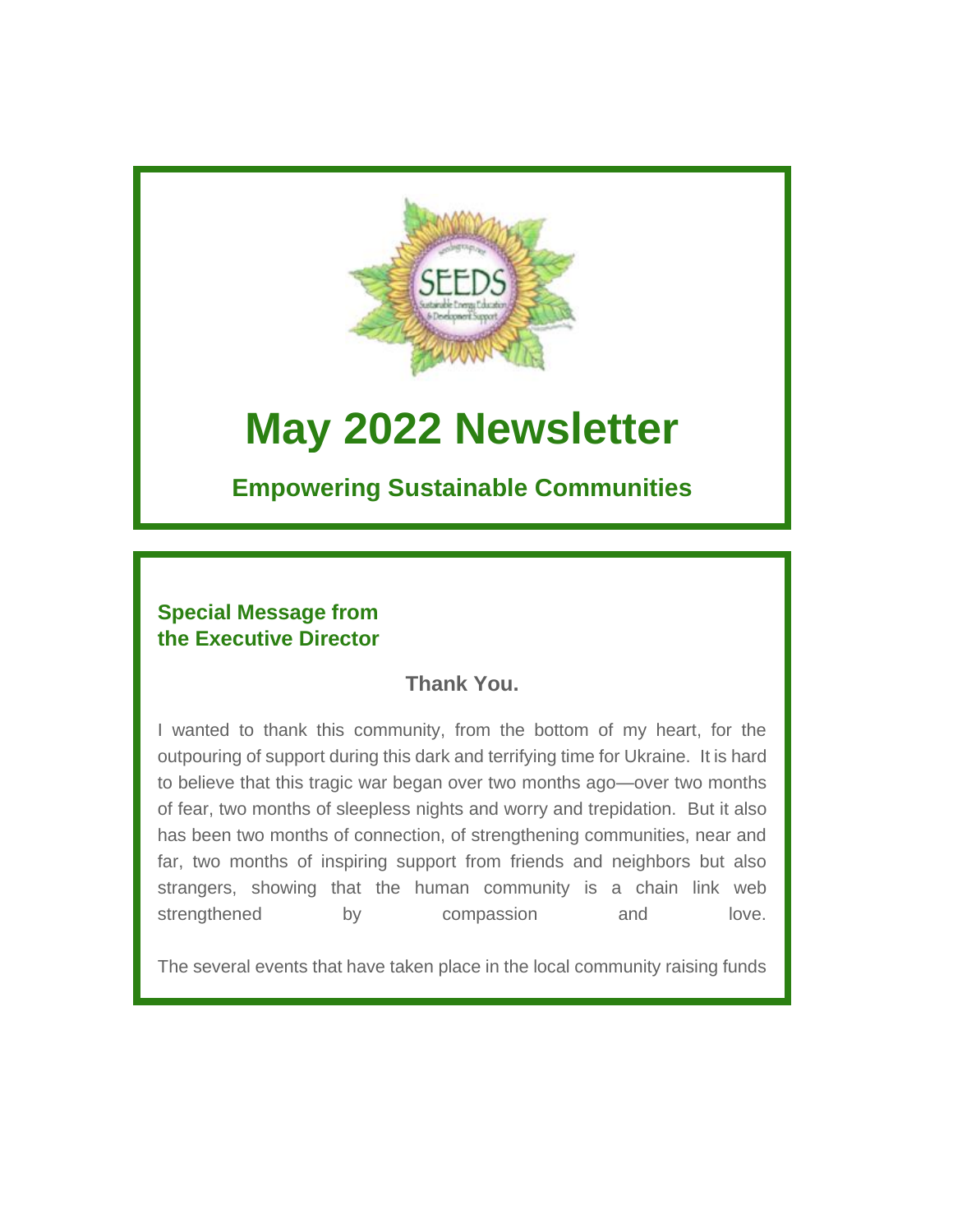# May 2022 Newsletter

## Empowering Sustainable Communities

### Special Message from the Executive Director

**Thank You.**

I wanted to thank this community, from the bottom of my heart, for the outpouring of support during this dark and terrifying time for Ukraine. It is hard to believe that this tragic war began over two months ago—over two months of fear, two months of sleepless nights and worry and trepidation. But it also has been two months of connection, of strengthening communities, near and far, two months of inspiring support from friends and neighbors but also strangers, showing that the human community is a chain link web strengthened by compassion and love.

The several events that have taken place in the local community raising funds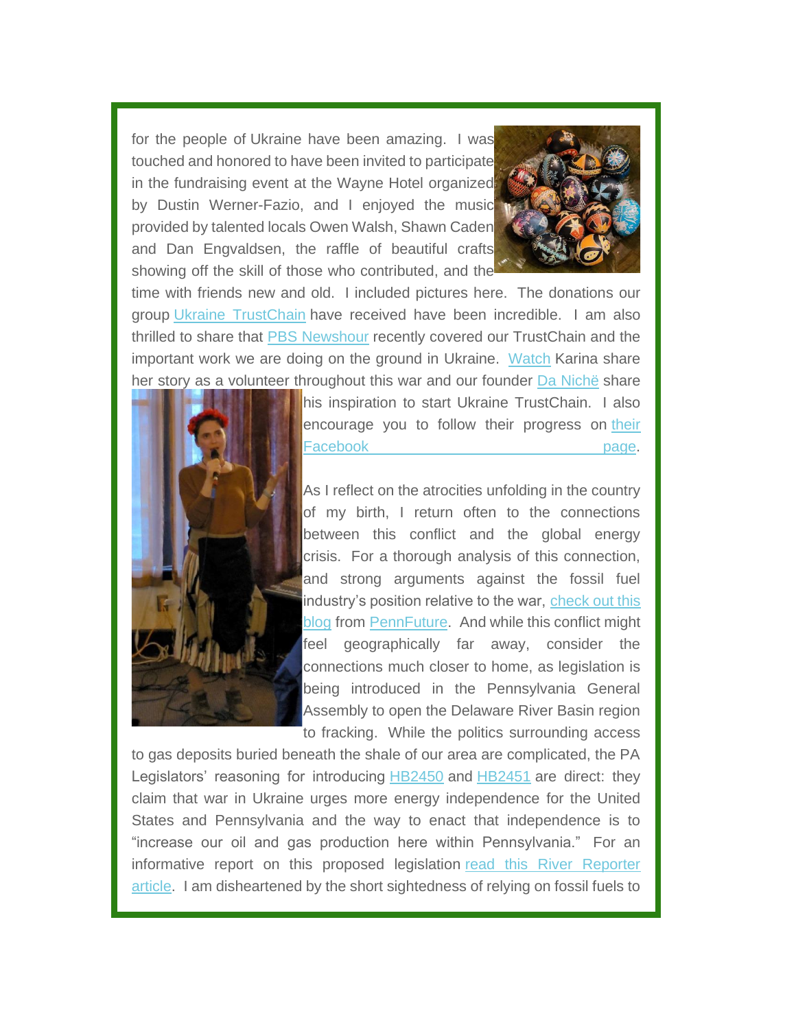for the people of Ukraine have been amazing. I was touched and honored to have been invited to participate in the fundraising event at the Wayne Hotel organized by Dustin Werner-Fazio, and I enjoyed the music provided by talented locals Owen Walsh, Shawn Caden and Dan Engvaldsen, the raffle of beautiful crafts showing off the skill of those who contributed, and the time with friends new and old. I included pictures here. The donations our group Ukraine TrustChain have received have been incredible. I am also thrilled to share that PBS Newshour recently covered our TrustChain and the important work we are doing on the ground in Ukraine. Watch Karina share her story as a volunteer throughout this war and our founder Da Nichë share his inspiration to start Ukraine TrustChain. I also encourage you to follow their progress on their Facebook page.

As I reflect on the atrocities unfolding in the country of my birth, I return often to the connections between this conflict and the global energy crisis. For a thorough analysis of this connection, and strong arguments against the fossil fuel industry's position relative to the war, check out this blog from PennFuture. And while this conflict might feel geographically far away, consider the connections much closer to home, as legislation is being introduced in the Pennsylvania General Assembly to open the Delaware River Basin region to fracking. While the politics surrounding access to gas deposits buried beneath the shale of our area are complicated, the PA Legislators' reasoning for introducing HB2450 and HB2451 are direct: they claim that war in Ukraine urges more energy independence for the United States and Pennsylvania and the way to enact that independence is to "increase our oil and gas production here within Pennsylvania." For an informative report on this proposed legislation read this River Reporter article. I am disheartened by the short sightedness of relying on fossil fuels to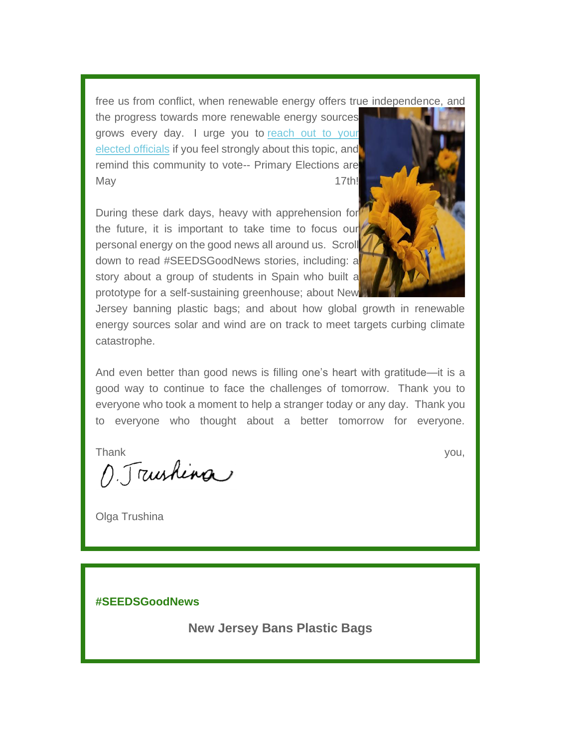free us from conflict, when renewable energy offers true independence, and the progress towards more renewable energy sources grows every day. I urge you to [reach out to your elected officials] if you feel strongly about this topic, and remind this community to vote-- Primary Elections are May 17th!

During these dark days, heavy with apprehension for the future, it is important to take time to focus our personal energy on the good news all around us. Scroll down to read #SEEDSGoodNews stories, including: a story about a group of students in Spain who built a prototype for a self-sustaining greenhouse; about New Jersey banning plastic bags; and about how global growth in renewable energy sources solar and wind are on track to meet targets curbing climate catastrophe.

And even better than good news is filling one's heart with gratitude—it is a good way to continue to face the challenges of tomorrow. Thank you to everyone who took a moment to help a stranger today or any day. Thank you to everyone who thought about a better tomorrow for everyone.

Thank you,

O. Trushina

Olga Trushina

**#SEEDSGoodNews**

## New Jersey Bans Plastic Bags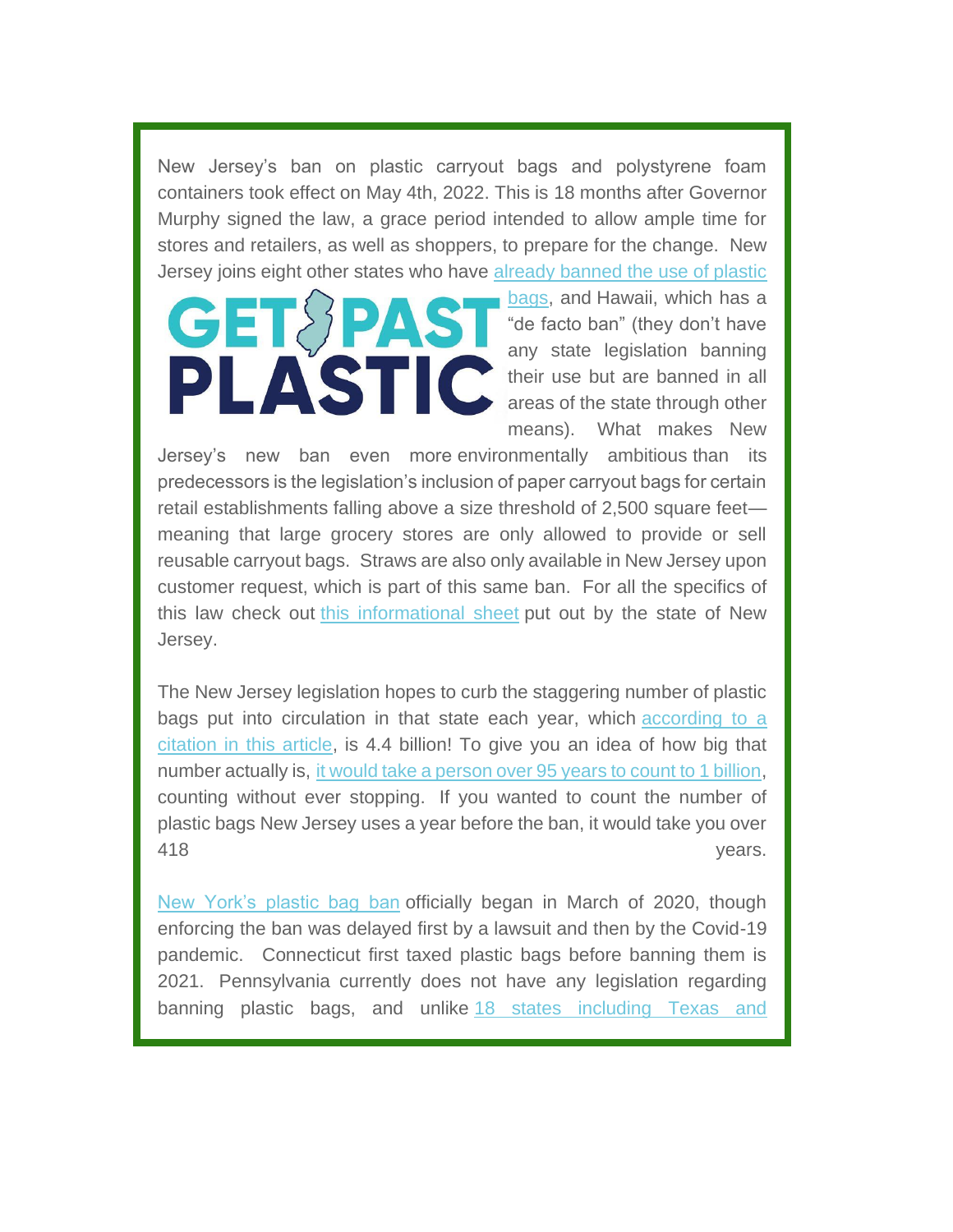New Jersey's ban on plastic carryout bags and polystyrene foam containers took effect on May 4th, 2022. This is 18 months after Governor Murphy signed the law, a grace period intended to allow ample time for stores and retailers, as well as shoppers, to prepare for the change. New Jersey joins eight other states who have already banned the use of plastic bags, and Hawaii, which has a "de facto ban" (they don't have any state legislation banning their use but are banned in all areas of the state through other means). What makes New Jersey's new ban even more environmentally ambitious than its predecessors is the legislation's inclusion of paper carryout bags for certain retail establishments falling above a size threshold of 2,500 square feet—meaning that large grocery stores are only allowed to provide or sell reusable carryout bags. Straws are also only available in New Jersey upon customer request, which is part of this same ban. For all the specifics of this law check out this informational sheet put out by the state of New Jersey.

The New Jersey legislation hopes to curb the staggering number of plastic bags put into circulation in that state each year, which according to a citation in this article, is 4.4 billion! To give you an idea of how big that number actually is, it would take a person over 95 years to count to 1 billion, counting without ever stopping. If you wanted to count the number of plastic bags New Jersey uses a year before the ban, it would take you over 418 years.

New York's plastic bag ban officially began in March of 2020, though enforcing the ban was delayed first by a lawsuit and then by the Covid-19 pandemic. Connecticut first taxed plastic bags before banning them is 2021. Pennsylvania currently does not have any legislation regarding banning plastic bags, and unlike 18 states including Texas and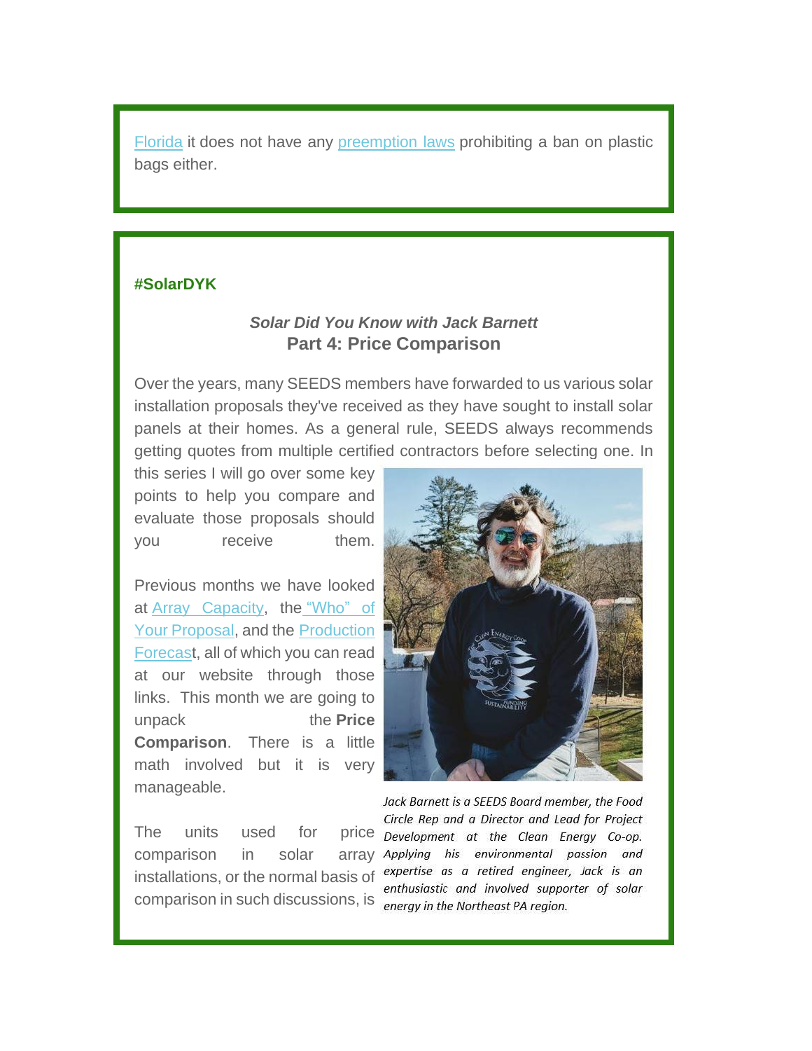Florida it does not have any preemption laws prohibiting a ban on plastic bags either.

#### #SolarDYK

***Solar Did You Know with Jack Barnett***
**Part 4: Price Comparison**

Over the years, many SEEDS members have forwarded to us various solar installation proposals they've received as they have sought to install solar panels at their homes. As a general rule, SEEDS always recommends getting quotes from multiple certified contractors before selecting one. In this series I will go over some key points to help you compare and evaluate those proposals should you receive them.

Previous months we have looked at Array Capacity, the "Who" of Your Proposal, and the Production Forecast, all of which you can read at our website through those links. This month we are going to unpack the **Price Comparison**. There is a little math involved but it is very manageable.

*Jack Barnett is a SEEDS Board member, the Food Circle Rep and a Director and Lead for Project Development at the Clean Energy Co-op. Applying his environmental passion and expertise as a retired engineer, Jack is an enthusiastic and involved supporter of solar energy in the Northeast PA region.*

The units used for price comparison in solar array installations, or the normal basis of comparison in such discussions, is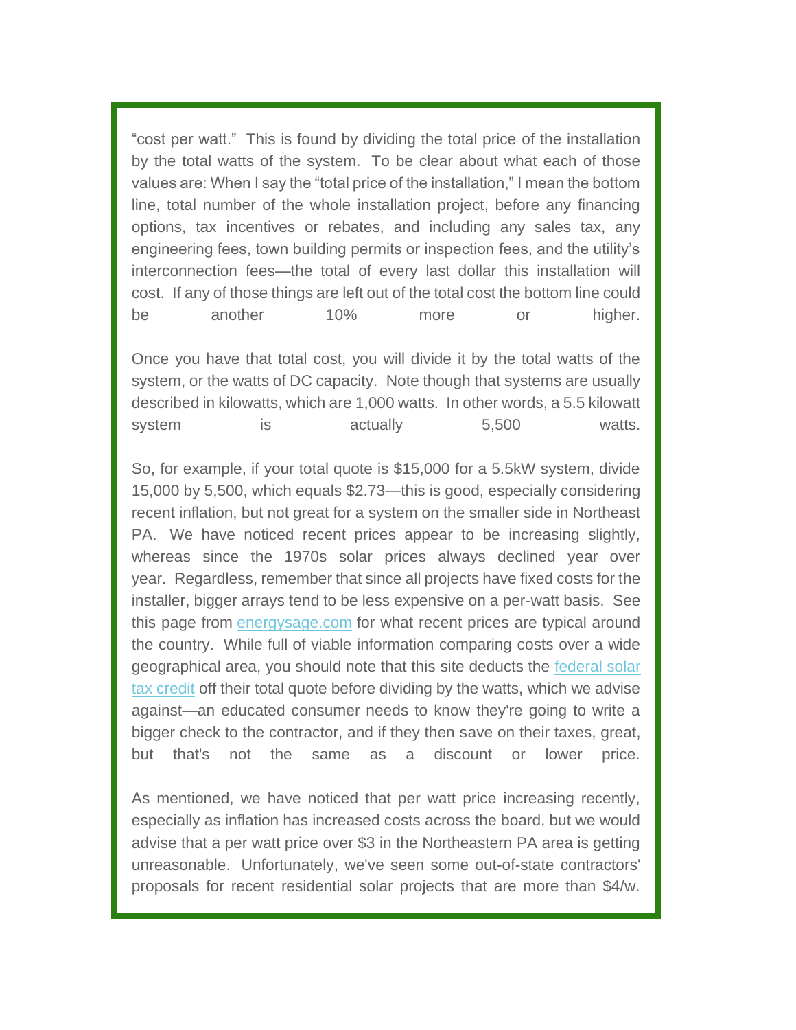"cost per watt." This is found by dividing the total price of the installation by the total watts of the system. To be clear about what each of those values are: When I say the "total price of the installation," I mean the bottom line, total number of the whole installation project, before any financing options, tax incentives or rebates, and including any sales tax, any engineering fees, town building permits or inspection fees, and the utility's interconnection fees—the total of every last dollar this installation will cost. If any of those things are left out of the total cost the bottom line could be another 10% more or higher.

Once you have that total cost, you will divide it by the total watts of the system, or the watts of DC capacity. Note though that systems are usually described in kilowatts, which are 1,000 watts. In other words, a 5.5 kilowatt system is actually 5,500 watts.

So, for example, if your total quote is $15,000 for a 5.5kW system, divide 15,000 by 5,500, which equals $2.73—this is good, especially considering recent inflation, but not great for a system on the smaller side in Northeast PA. We have noticed recent prices appear to be increasing slightly, whereas since the 1970s solar prices always declined year over year. Regardless, remember that since all projects have fixed costs for the installer, bigger arrays tend to be less expensive on a per-watt basis. See this page from [energysage.com]() for what recent prices are typical around the country. While full of viable information comparing costs over a wide geographical area, you should note that this site deducts the [federal solar tax credit]() off their total quote before dividing by the watts, which we advise against—an educated consumer needs to know they're going to write a bigger check to the contractor, and if they then save on their taxes, great, but that's not the same as a discount or lower price.

As mentioned, we have noticed that per watt price increasing recently, especially as inflation has increased costs across the board, but we would advise that a per watt price over $3 in the Northeastern PA area is getting unreasonable. Unfortunately, we've seen some out-of-state contractors' proposals for recent residential solar projects that are more than $4/w.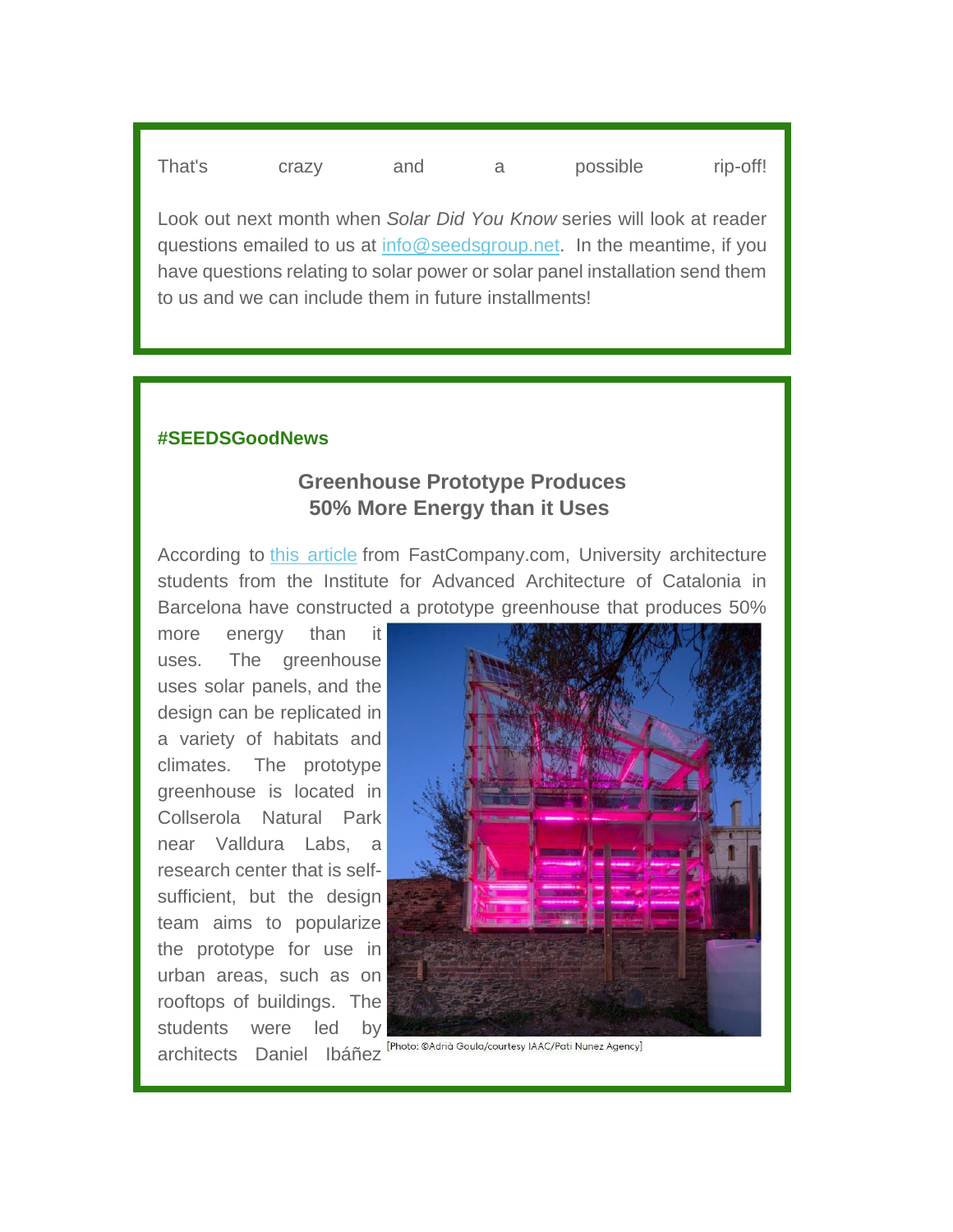That's crazy and a possible rip-off!

Look out next month when *Solar Did You Know* series will look at reader questions emailed to us at info@seedsgroup.net. In the meantime, if you have questions relating to solar power or solar panel installation send them to us and we can include them in future installments!

**#SEEDSGoodNews**

### Greenhouse Prototype Produces 50% More Energy than it Uses

According to this article from FastCompany.com, University architecture students from the Institute for Advanced Architecture of Catalonia in Barcelona have constructed a prototype greenhouse that produces 50% more energy than it uses. The greenhouse uses solar panels, and the design can be replicated in a variety of habitats and climates. The prototype greenhouse is located in Collserola Natural Park near Valldura Labs, a research center that is self-sufficient, but the design team aims to popularize the prototype for use in urban areas, such as on rooftops of buildings. The students were led by architects Daniel Ibáñez

[Photo: ©Adrià Goula/courtesy IAAC/Pati Nunez Agency]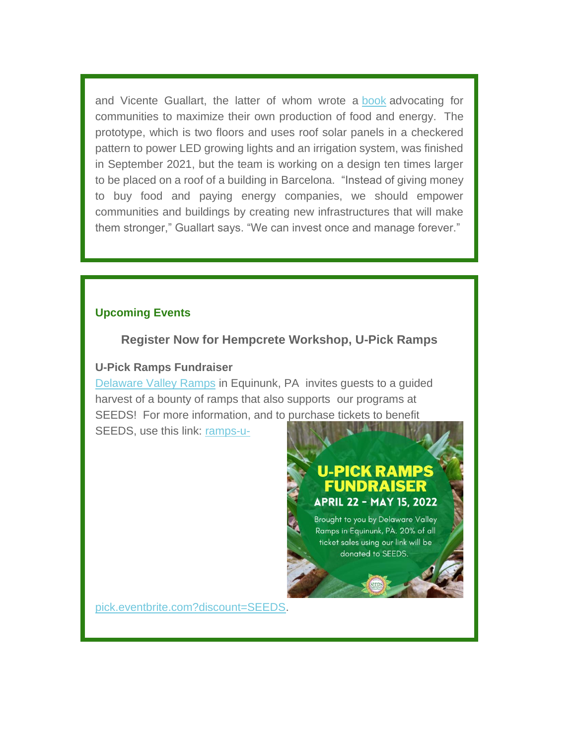and Vicente Guallart, the latter of whom wrote a [book](#) advocating for communities to maximize their own production of food and energy. The prototype, which is two floors and uses roof solar panels in a checkered pattern to power LED growing lights and an irrigation system, was finished in September 2021, but the team is working on a design ten times larger to be placed on a roof of a building in Barcelona. "Instead of giving money to buy food and paying energy companies, we should empower communities and buildings by creating new infrastructures that will make them stronger," Guallart says. "We can invest once and manage forever."

## Upcoming Events

### Register Now for Hempcrete Workshop, U-Pick Ramps

**U-Pick Ramps Fundraiser**

[Delaware Valley Ramps](#) in Equinunk, PA invites guests to a guided harvest of a bounty of ramps that also supports our programs at SEEDS! For more information, and to purchase tickets to benefit SEEDS, use this link: [ramps-u-pick.eventbrite.com?discount=SEEDS](#).

U-PICK RAMPS FUNDRAISER

APRIL 22 - MAY 15, 2022

Brought to you by Delaware Valley Ramps in Equinunk, PA. 20% of all ticket sales using our link will be donated to SEEDS.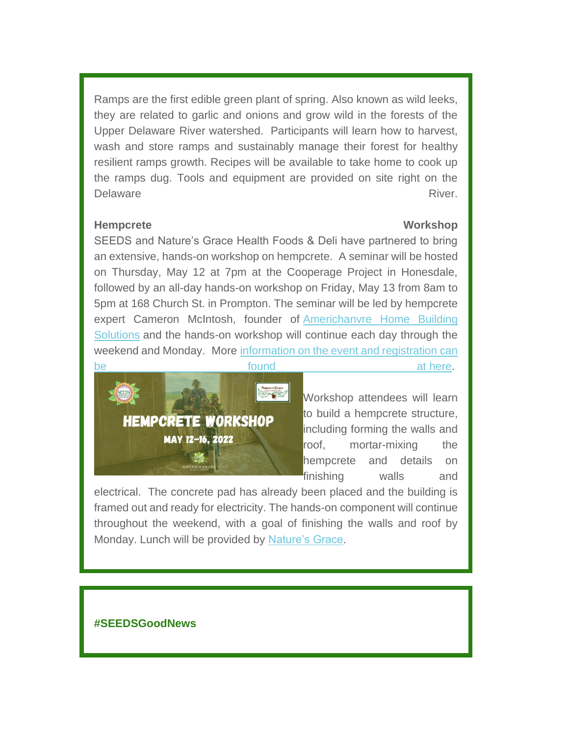Ramps are the first edible green plant of spring. Also known as wild leeks, they are related to garlic and onions and grow wild in the forests of the Upper Delaware River watershed. Participants will learn how to harvest, wash and store ramps and sustainably manage their forest for healthy resilient ramps growth. Recipes will be available to take home to cook up the ramps dug. Tools and equipment are provided on site right on the Delaware River.

**Hempcrete Workshop**

SEEDS and Nature's Grace Health Foods & Deli have partnered to bring an extensive, hands-on workshop on hempcrete. A seminar will be hosted on Thursday, May 12 at 7pm at the Cooperage Project in Honesdale, followed by an all-day hands-on workshop on Friday, May 13 from 8am to 5pm at 168 Church St. in Prompton. The seminar will be led by hempcrete expert Cameron McIntosh, founder of Americhanvre Home Building Solutions and the hands-on workshop will continue each day through the weekend and Monday. More information on the event and registration can be found at here.

Workshop attendees will learn to build a hempcrete structure, including forming the walls and roof, mortar-mixing the hempcrete and details on finishing walls and electrical. The concrete pad has already been placed and the building is framed out and ready for electricity. The hands-on component will continue throughout the weekend, with a goal of finishing the walls and roof by Monday. Lunch will be provided by Nature's Grace.

**#SEEDSGoodNews**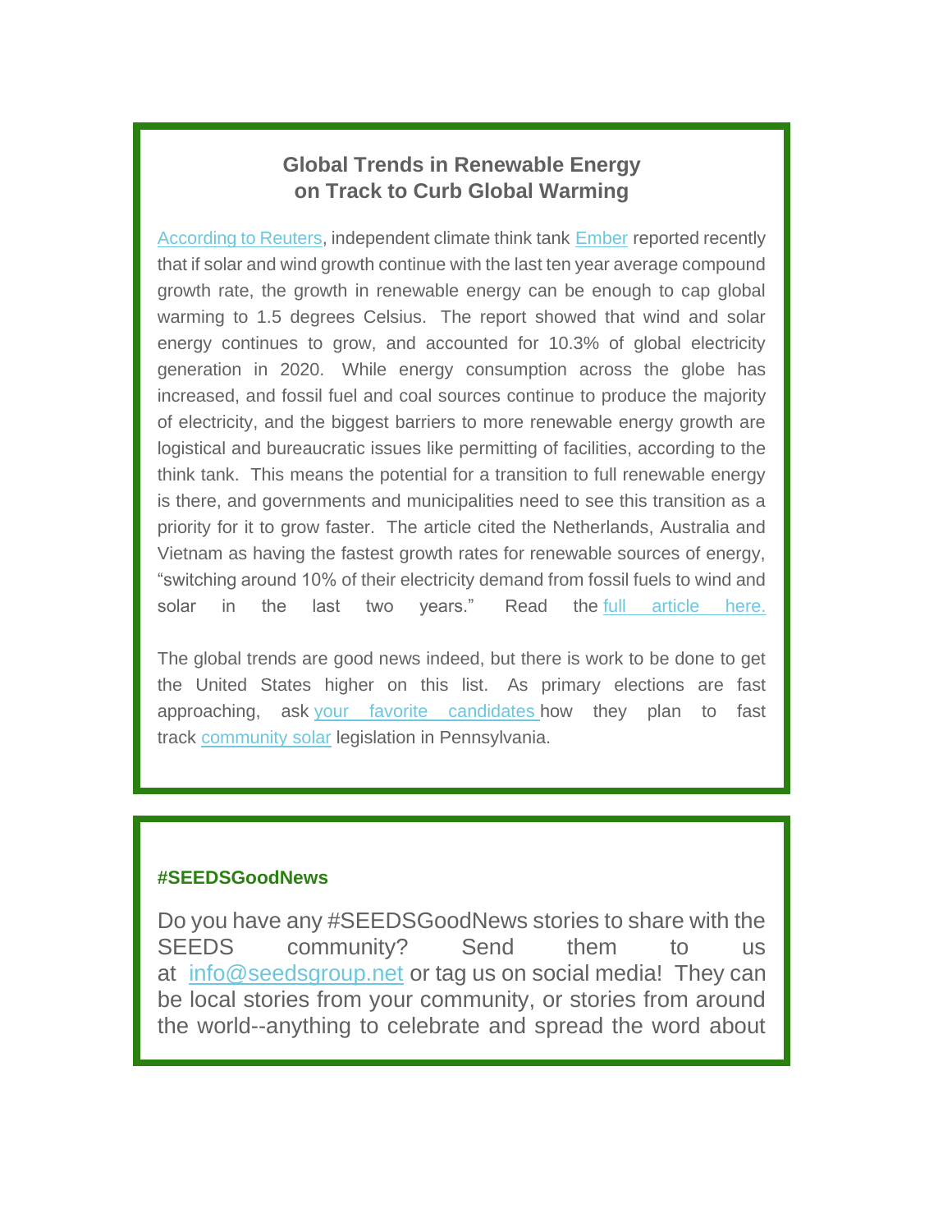## Global Trends in Renewable Energy on Track to Curb Global Warming

According to Reuters, independent climate think tank Ember reported recently that if solar and wind growth continue with the last ten year average compound growth rate, the growth in renewable energy can be enough to cap global warming to 1.5 degrees Celsius. The report showed that wind and solar energy continues to grow, and accounted for 10.3% of global electricity generation in 2020. While energy consumption across the globe has increased, and fossil fuel and coal sources continue to produce the majority of electricity, and the biggest barriers to more renewable energy growth are logistical and bureaucratic issues like permitting of facilities, according to the think tank. This means the potential for a transition to full renewable energy is there, and governments and municipalities need to see this transition as a priority for it to grow faster. The article cited the Netherlands, Australia and Vietnam as having the fastest growth rates for renewable sources of energy, "switching around 10% of their electricity demand from fossil fuels to wind and solar in the last two years." Read the full article here.

The global trends are good news indeed, but there is work to be done to get the United States higher on this list. As primary elections are fast approaching, ask your favorite candidates how they plan to fast track community solar legislation in Pennsylvania.

**#SEEDSGoodNews**

Do you have any #SEEDSGoodNews stories to share with the SEEDS community? Send them to us at info@seedsgroup.net or tag us on social media! They can be local stories from your community, or stories from around the world--anything to celebrate and spread the word about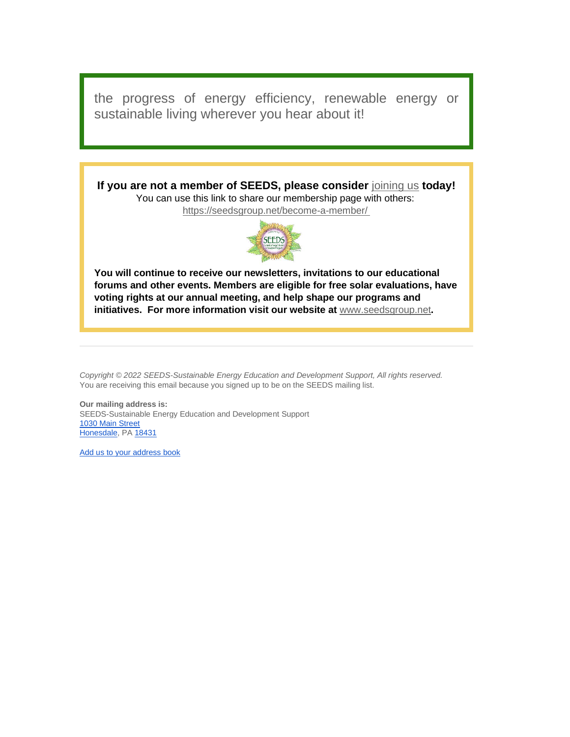the progress of energy efficiency, renewable energy or sustainable living wherever you hear about it!

**If you are not a member of SEEDS, please consider** joining us **today!**
You can use this link to share our membership page with others:
https://seedsgroup.net/become-a-member/

**You will continue to receive our newsletters, invitations to our educational forums and other events. Members are eligible for free solar evaluations, have voting rights at our annual meeting, and help shape our programs and initiatives. For more information visit our website at** www.seedsgroup.net**.**

---

*Copyright © 2022 SEEDS-Sustainable Energy Education and Development Support, All rights reserved.*
You are receiving this email because you signed up to be on the SEEDS mailing list.

**Our mailing address is:**
SEEDS-Sustainable Energy Education and Development Support
1030 Main Street
Honesdale, PA 18431

Add us to your address book